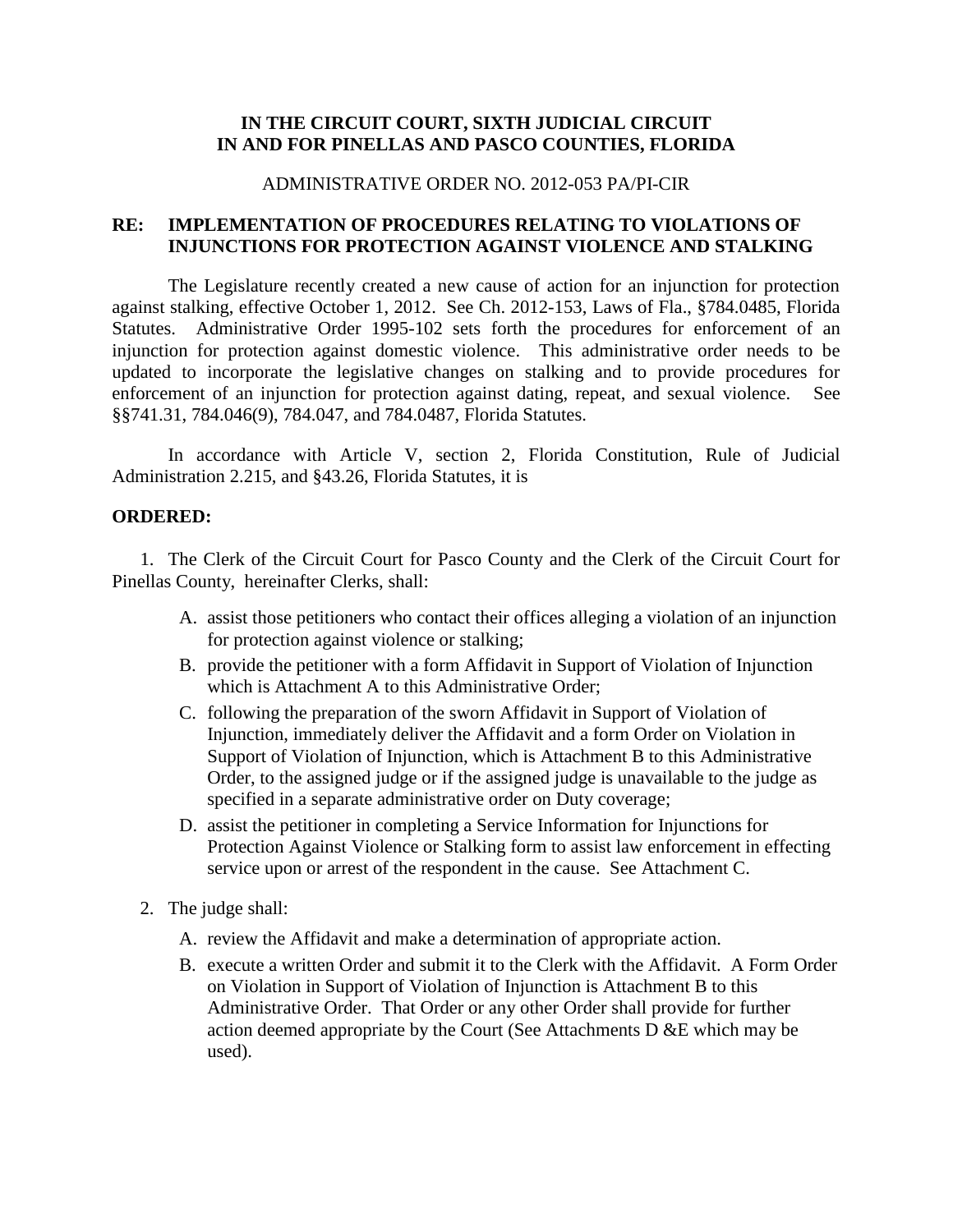**IN THE CIRCUIT COURT, SIXTH JUDICIAL CIRCUIT**
**IN AND FOR PINELLAS AND PASCO COUNTIES, FLORIDA**

ADMINISTRATIVE ORDER NO. 2012-053 PA/PI-CIR

**RE: IMPLEMENTATION OF PROCEDURES RELATING TO VIOLATIONS OF INJUNCTIONS FOR PROTECTION AGAINST VIOLENCE AND STALKING**

The Legislature recently created a new cause of action for an injunction for protection against stalking, effective October 1, 2012. See Ch. 2012-153, Laws of Fla., §784.0485, Florida Statutes. Administrative Order 1995-102 sets forth the procedures for enforcement of an injunction for protection against domestic violence. This administrative order needs to be updated to incorporate the legislative changes on stalking and to provide procedures for enforcement of an injunction for protection against dating, repeat, and sexual violence. See §§741.31, 784.046(9), 784.047, and 784.0487, Florida Statutes.

In accordance with Article V, section 2, Florida Constitution, Rule of Judicial Administration 2.215, and §43.26, Florida Statutes, it is

**ORDERED:**

1. The Clerk of the Circuit Court for Pasco County and the Clerk of the Circuit Court for Pinellas County, hereinafter Clerks, shall:

   A. assist those petitioners who contact their offices alleging a violation of an injunction for protection against violence or stalking;

   B. provide the petitioner with a form Affidavit in Support of Violation of Injunction which is Attachment A to this Administrative Order;

   C. following the preparation of the sworn Affidavit in Support of Violation of Injunction, immediately deliver the Affidavit and a form Order on Violation in Support of Violation of Injunction, which is Attachment B to this Administrative Order, to the assigned judge or if the assigned judge is unavailable to the judge as specified in a separate administrative order on Duty coverage;

   D. assist the petitioner in completing a Service Information for Injunctions for Protection Against Violence or Stalking form to assist law enforcement in effecting service upon or arrest of the respondent in the cause. See Attachment C.

2. The judge shall:

   A. review the Affidavit and make a determination of appropriate action.

   B. execute a written Order and submit it to the Clerk with the Affidavit. A Form Order on Violation in Support of Violation of Injunction is Attachment B to this Administrative Order. That Order or any other Order shall provide for further action deemed appropriate by the Court (See Attachments D &E which may be used).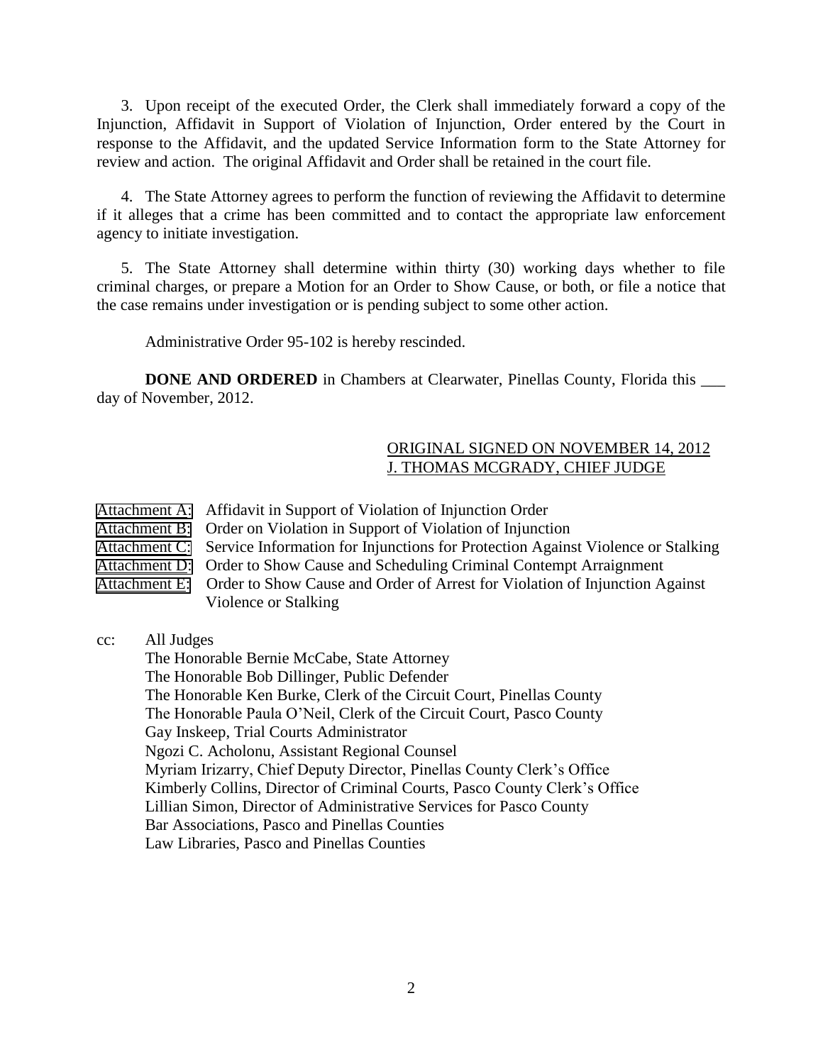3. Upon receipt of the executed Order, the Clerk shall immediately forward a copy of the Injunction, Affidavit in Support of Violation of Injunction, Order entered by the Court in response to the Affidavit, and the updated Service Information form to the State Attorney for review and action. The original Affidavit and Order shall be retained in the court file.

4. The State Attorney agrees to perform the function of reviewing the Affidavit to determine if it alleges that a crime has been committed and to contact the appropriate law enforcement agency to initiate investigation.

5. The State Attorney shall determine within thirty (30) working days whether to file criminal charges, or prepare a Motion for an Order to Show Cause, or both, or file a notice that the case remains under investigation or is pending subject to some other action.

Administrative Order 95-102 is hereby rescinded.

**DONE AND ORDERED** in Chambers at Clearwater, Pinellas County, Florida this ___ day of November, 2012.

ORIGINAL SIGNED ON NOVEMBER 14, 2012
J. THOMAS MCGRADY, CHIEF JUDGE

Attachment A: Affidavit in Support of Violation of Injunction Order
Attachment B: Order on Violation in Support of Violation of Injunction
Attachment C: Service Information for Injunctions for Protection Against Violence or Stalking
Attachment D: Order to Show Cause and Scheduling Criminal Contempt Arraignment
Attachment E: Order to Show Cause and Order of Arrest for Violation of Injunction Against Violence or Stalking

cc: All Judges
The Honorable Bernie McCabe, State Attorney
The Honorable Bob Dillinger, Public Defender
The Honorable Ken Burke, Clerk of the Circuit Court, Pinellas County
The Honorable Paula O'Neil, Clerk of the Circuit Court, Pasco County
Gay Inskeep, Trial Courts Administrator
Ngozi C. Acholonu, Assistant Regional Counsel
Myriam Irizarry, Chief Deputy Director, Pinellas County Clerk's Office
Kimberly Collins, Director of Criminal Courts, Pasco County Clerk's Office
Lillian Simon, Director of Administrative Services for Pasco County
Bar Associations, Pasco and Pinellas Counties
Law Libraries, Pasco and Pinellas Counties